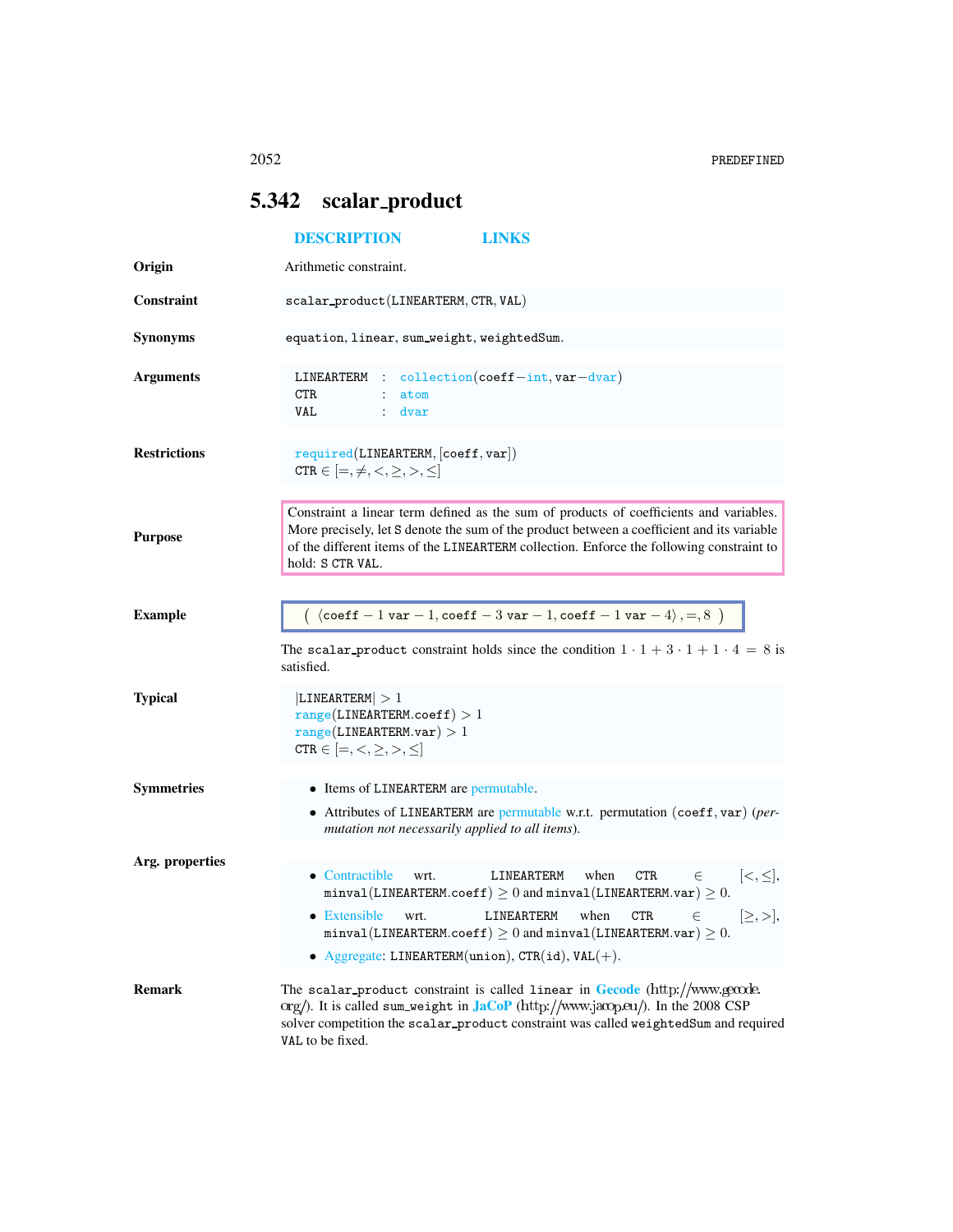## 5.342 scalar_product

DESCRIPTION LINKS

**Origin**

Arithmetic constraint.

**Constraint**

scalar_product(LINEARTERM, CTR, VAL)

**Synonyms**

equation, linear, sum_weight, weightedSum.

**Arguments**

LINEARTERM : collection(coeff−int, var−dvar)
CTR : atom
VAL : dvar

**Restrictions**

required(LINEARTERM, [coeff, var])
CTR ∈ $[=, \neq, <, \geq, >, \leq]$

**Purpose**

Constraint a linear term defined as the sum of products of coefficients and variables. More precisely, let S denote the sum of the product between a coefficient and its variable of the different items of the LINEARTERM collection. Enforce the following constraint to hold: S CTR VAL.

**Example**

( ⟨coeff − 1 var − 1, coeff − 3 var − 1, coeff − 1 var − 4⟩ , =, 8 )

The scalar_product constraint holds since the condition $1 \cdot 1 + 3 \cdot 1 + 1 \cdot 4 = 8$ is satisfied.

**Typical**

|LINEARTERM| > 1
range(LINEARTERM.coeff) > 1
range(LINEARTERM.var) > 1
CTR ∈ $[=, <, \geq, >, \leq]$

**Symmetries**

- Items of LINEARTERM are permutable.
- Attributes of LINEARTERM are permutable w.r.t. permutation (coeff, var) (*permutation not necessarily applied to all items*).

**Arg. properties**

- Contractible wrt. LINEARTERM when CTR ∈ $[<, \leq]$, minval(LINEARTERM.coeff) ≥ 0 and minval(LINEARTERM.var) ≥ 0.
- Extensible wrt. LINEARTERM when CTR ∈ $[\geq, >]$, minval(LINEARTERM.coeff) ≥ 0 and minval(LINEARTERM.var) ≥ 0.
- Aggregate: LINEARTERM(union), CTR(id), VAL(+).

**Remark**

The scalar_product constraint is called linear in **Gecode** (http://www.gecode.org/). It is called sum_weight in **JaCoP** (http://www.jacop.eu/). In the 2008 CSP solver competition the scalar_product constraint was called weightedSum and required VAL to be fixed.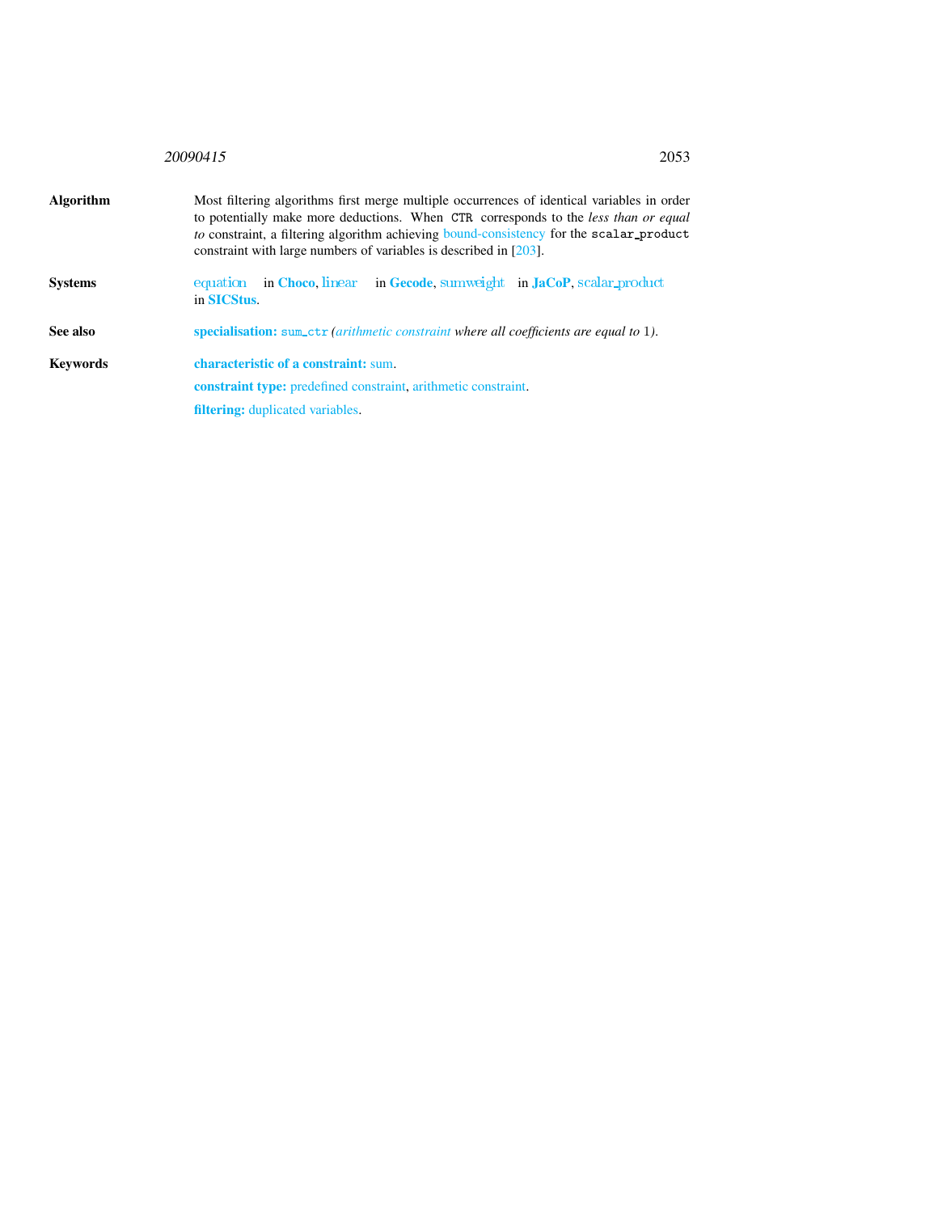**Algorithm**

Most filtering algorithms first merge multiple occurrences of identical variables in order to potentially make more deductions. When CTR corresponds to the *less than or equal to* constraint, a filtering algorithm achieving bound-consistency for the scalar_product constraint with large numbers of variables is described in [203].

**Systems**

equation in **Choco**, linear in **Gecode**, sumweight in **JaCoP**, scalar_product in **SICStus**.

**See also**

**specialisation:** sum_ctr *(arithmetic constraint where all coefficients are equal to* 1*)*.

**Keywords**

**characteristic of a constraint:** sum.

**constraint type:** predefined constraint, arithmetic constraint.

**filtering:** duplicated variables.